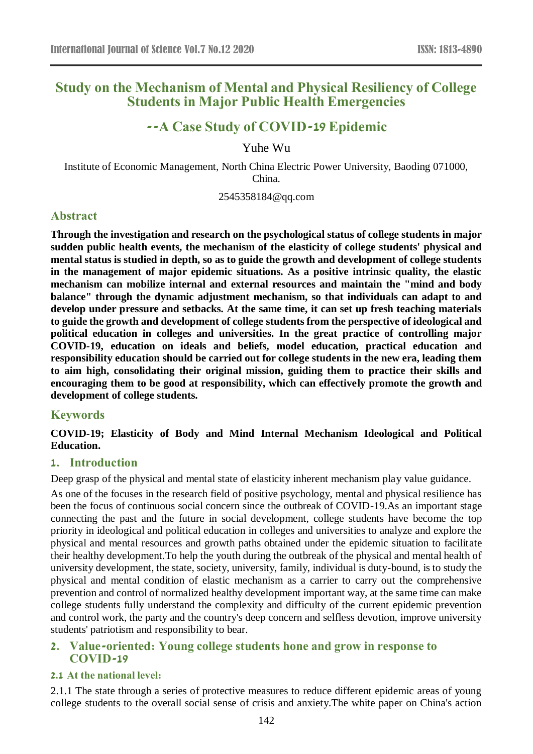# Study on the Mechanism of Mental and Physical Resiliency of College Students in Major Public Health Emergencies

## --A Case Study of COVID-19 Epidemic

Yuhe Wu

Institute of Economic Management, North China Electric Power University, Baoding 071000, China.

2545358184@qq.com

## Abstract

**Through the investigation and research on the psychological status of college students in major sudden public health events, the mechanism of the elasticity of college students' physical and mental status is studied in depth, so as to guide the growth and development of college students in the management of major epidemic situations. As a positive intrinsic quality, the elastic mechanism can mobilize internal and external resources and maintain the "mind and body balance" through the dynamic adjustment mechanism, so that individuals can adapt to and develop under pressure and setbacks. At the same time, it can set up fresh teaching materials to guide the growth and development of college students from the perspective of ideological and political education in colleges and universities. In the great practice of controlling major COVID-19, education on ideals and beliefs, model education, practical education and responsibility education should be carried out for college students in the new era, leading them to aim high, consolidating their original mission, guiding them to practice their skills and encouraging them to be good at responsibility, which can effectively promote the growth and development of college students.**

## Keywords

**COVID-19; Elasticity of Body and Mind Internal Mechanism Ideological and Political Education.**

## 1. Introduction

Deep grasp of the physical and mental state of elasticity inherent mechanism play value guidance.

As one of the focuses in the research field of positive psychology, mental and physical resilience has been the focus of continuous social concern since the outbreak of COVID-19.As an important stage connecting the past and the future in social development, college students have become the top priority in ideological and political education in colleges and universities to analyze and explore the physical and mental resources and growth paths obtained under the epidemic situation to facilitate their healthy development.To help the youth during the outbreak of the physical and mental health of university development, the state, society, university, family, individual is duty-bound, is to study the physical and mental condition of elastic mechanism as a carrier to carry out the comprehensive prevention and control of normalized healthy development important way, at the same time can make college students fully understand the complexity and difficulty of the current epidemic prevention and control work, the party and the country's deep concern and selfless devotion, improve university students' patriotism and responsibility to bear.

## 2. Value-oriented: Young college students hone and grow in response to COVID-19

### 2.1 At the national level:

2.1.1 The state through a series of protective measures to reduce different epidemic areas of young college students to the overall social sense of crisis and anxiety.The white paper on China's action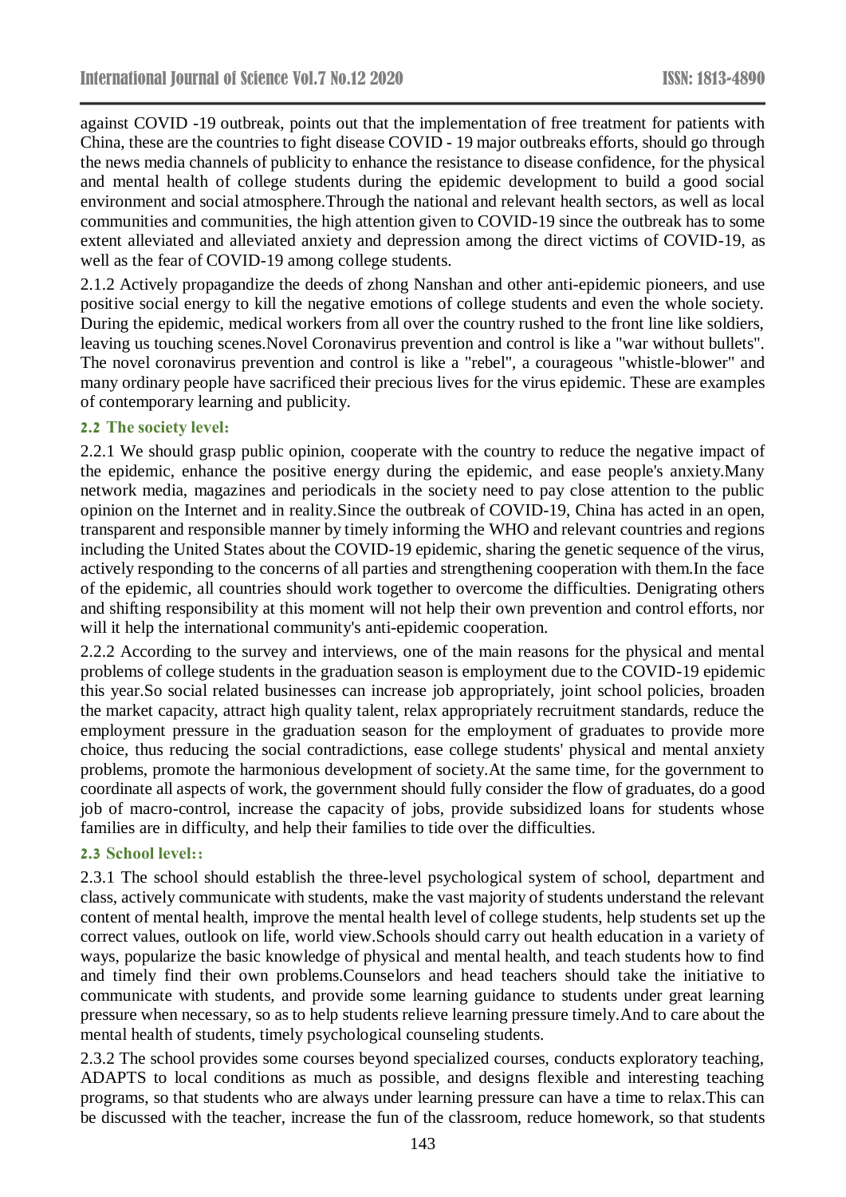against COVID -19 outbreak, points out that the implementation of free treatment for patients with China, these are the countries to fight disease COVID - 19 major outbreaks efforts, should go through the news media channels of publicity to enhance the resistance to disease confidence, for the physical and mental health of college students during the epidemic development to build a good social environment and social atmosphere.Through the national and relevant health sectors, as well as local communities and communities, the high attention given to COVID-19 since the outbreak has to some extent alleviated and alleviated anxiety and depression among the direct victims of COVID-19, as well as the fear of COVID-19 among college students.

2.1.2 Actively propagandize the deeds of zhong Nanshan and other anti-epidemic pioneers, and use positive social energy to kill the negative emotions of college students and even the whole society. During the epidemic, medical workers from all over the country rushed to the front line like soldiers, leaving us touching scenes.Novel Coronavirus prevention and control is like a "war without bullets". The novel coronavirus prevention and control is like a "rebel", a courageous "whistle-blower" and many ordinary people have sacrificed their precious lives for the virus epidemic. These are examples of contemporary learning and publicity.

### 2.2 The society level:

2.2.1 We should grasp public opinion, cooperate with the country to reduce the negative impact of the epidemic, enhance the positive energy during the epidemic, and ease people's anxiety.Many network media, magazines and periodicals in the society need to pay close attention to the public opinion on the Internet and in reality.Since the outbreak of COVID-19, China has acted in an open, transparent and responsible manner by timely informing the WHO and relevant countries and regions including the United States about the COVID-19 epidemic, sharing the genetic sequence of the virus, actively responding to the concerns of all parties and strengthening cooperation with them.In the face of the epidemic, all countries should work together to overcome the difficulties. Denigrating others and shifting responsibility at this moment will not help their own prevention and control efforts, nor will it help the international community's anti-epidemic cooperation.

2.2.2 According to the survey and interviews, one of the main reasons for the physical and mental problems of college students in the graduation season is employment due to the COVID-19 epidemic this year.So social related businesses can increase job appropriately, joint school policies, broaden the market capacity, attract high quality talent, relax appropriately recruitment standards, reduce the employment pressure in the graduation season for the employment of graduates to provide more choice, thus reducing the social contradictions, ease college students' physical and mental anxiety problems, promote the harmonious development of society.At the same time, for the government to coordinate all aspects of work, the government should fully consider the flow of graduates, do a good job of macro-control, increase the capacity of jobs, provide subsidized loans for students whose families are in difficulty, and help their families to tide over the difficulties.

### 2.3 School level::

2.3.1 The school should establish the three-level psychological system of school, department and class, actively communicate with students, make the vast majority of students understand the relevant content of mental health, improve the mental health level of college students, help students set up the correct values, outlook on life, world view.Schools should carry out health education in a variety of ways, popularize the basic knowledge of physical and mental health, and teach students how to find and timely find their own problems.Counselors and head teachers should take the initiative to communicate with students, and provide some learning guidance to students under great learning pressure when necessary, so as to help students relieve learning pressure timely.And to care about the mental health of students, timely psychological counseling students.

2.3.2 The school provides some courses beyond specialized courses, conducts exploratory teaching, ADAPTS to local conditions as much as possible, and designs flexible and interesting teaching programs, so that students who are always under learning pressure can have a time to relax.This can be discussed with the teacher, increase the fun of the classroom, reduce homework, so that students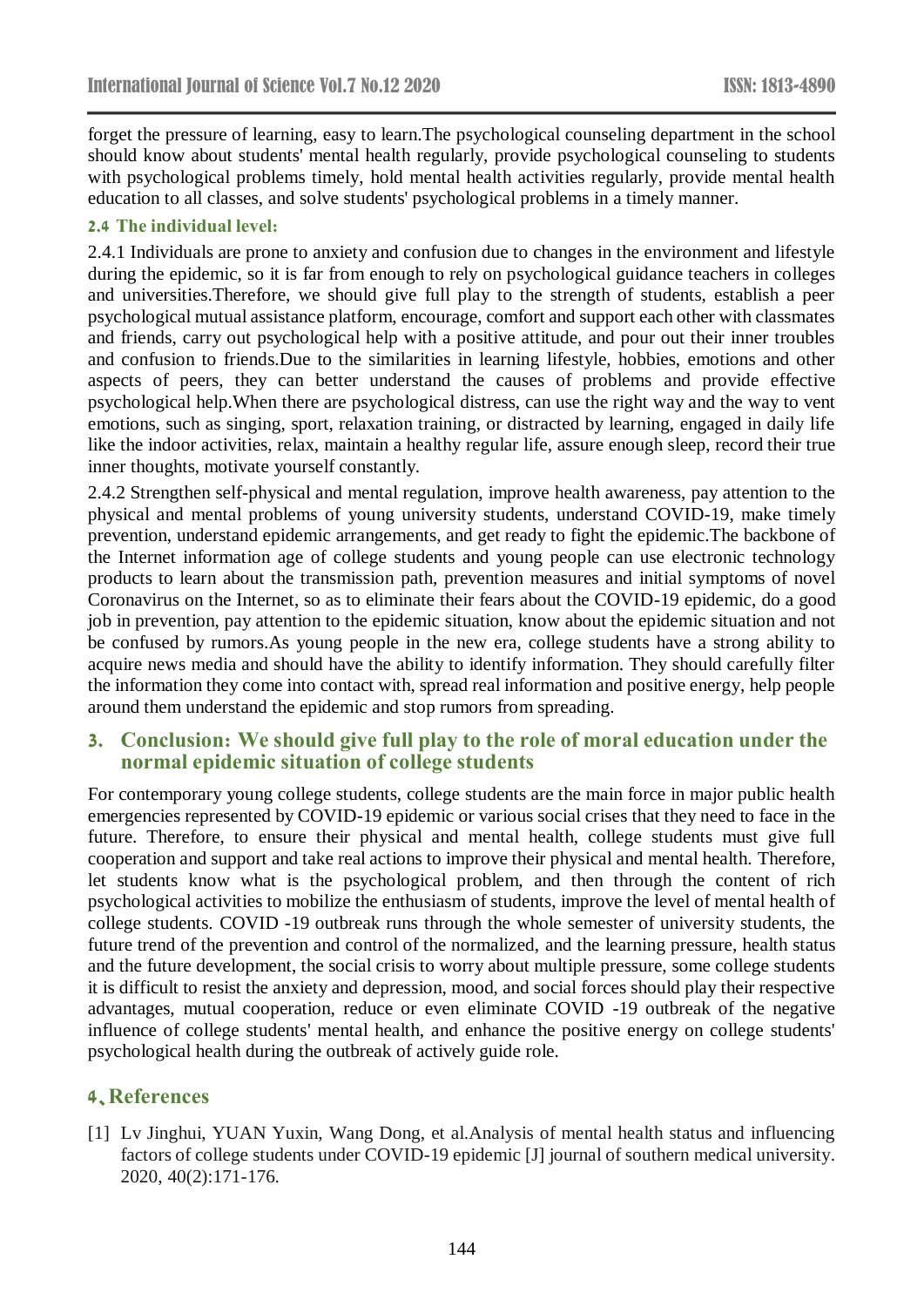forget the pressure of learning, easy to learn.The psychological counseling department in the school should know about students' mental health regularly, provide psychological counseling to students with psychological problems timely, hold mental health activities regularly, provide mental health education to all classes, and solve students' psychological problems in a timely manner.

### 2.4 The individual level:

2.4.1 Individuals are prone to anxiety and confusion due to changes in the environment and lifestyle during the epidemic, so it is far from enough to rely on psychological guidance teachers in colleges and universities.Therefore, we should give full play to the strength of students, establish a peer psychological mutual assistance platform, encourage, comfort and support each other with classmates and friends, carry out psychological help with a positive attitude, and pour out their inner troubles and confusion to friends.Due to the similarities in learning lifestyle, hobbies, emotions and other aspects of peers, they can better understand the causes of problems and provide effective psychological help.When there are psychological distress, can use the right way and the way to vent emotions, such as singing, sport, relaxation training, or distracted by learning, engaged in daily life like the indoor activities, relax, maintain a healthy regular life, assure enough sleep, record their true inner thoughts, motivate yourself constantly.

2.4.2 Strengthen self-physical and mental regulation, improve health awareness, pay attention to the physical and mental problems of young university students, understand COVID-19, make timely prevention, understand epidemic arrangements, and get ready to fight the epidemic.The backbone of the Internet information age of college students and young people can use electronic technology products to learn about the transmission path, prevention measures and initial symptoms of novel Coronavirus on the Internet, so as to eliminate their fears about the COVID-19 epidemic, do a good job in prevention, pay attention to the epidemic situation, know about the epidemic situation and not be confused by rumors.As young people in the new era, college students have a strong ability to acquire news media and should have the ability to identify information. They should carefully filter the information they come into contact with, spread real information and positive energy, help people around them understand the epidemic and stop rumors from spreading.

## 3. Conclusion: We should give full play to the role of moral education under the normal epidemic situation of college students

For contemporary young college students, college students are the main force in major public health emergencies represented by COVID-19 epidemic or various social crises that they need to face in the future. Therefore, to ensure their physical and mental health, college students must give full cooperation and support and take real actions to improve their physical and mental health. Therefore, let students know what is the psychological problem, and then through the content of rich psychological activities to mobilize the enthusiasm of students, improve the level of mental health of college students. COVID -19 outbreak runs through the whole semester of university students, the future trend of the prevention and control of the normalized, and the learning pressure, health status and the future development, the social crisis to worry about multiple pressure, some college students it is difficult to resist the anxiety and depression, mood, and social forces should play their respective advantages, mutual cooperation, reduce or even eliminate COVID -19 outbreak of the negative influence of college students' mental health, and enhance the positive energy on college students' psychological health during the outbreak of actively guide role.

## 4、References

[1] Lv Jinghui, YUAN Yuxin, Wang Dong, et al.Analysis of mental health status and influencing factors of college students under COVID-19 epidemic [J] journal of southern medical university. 2020, 40(2):171-176.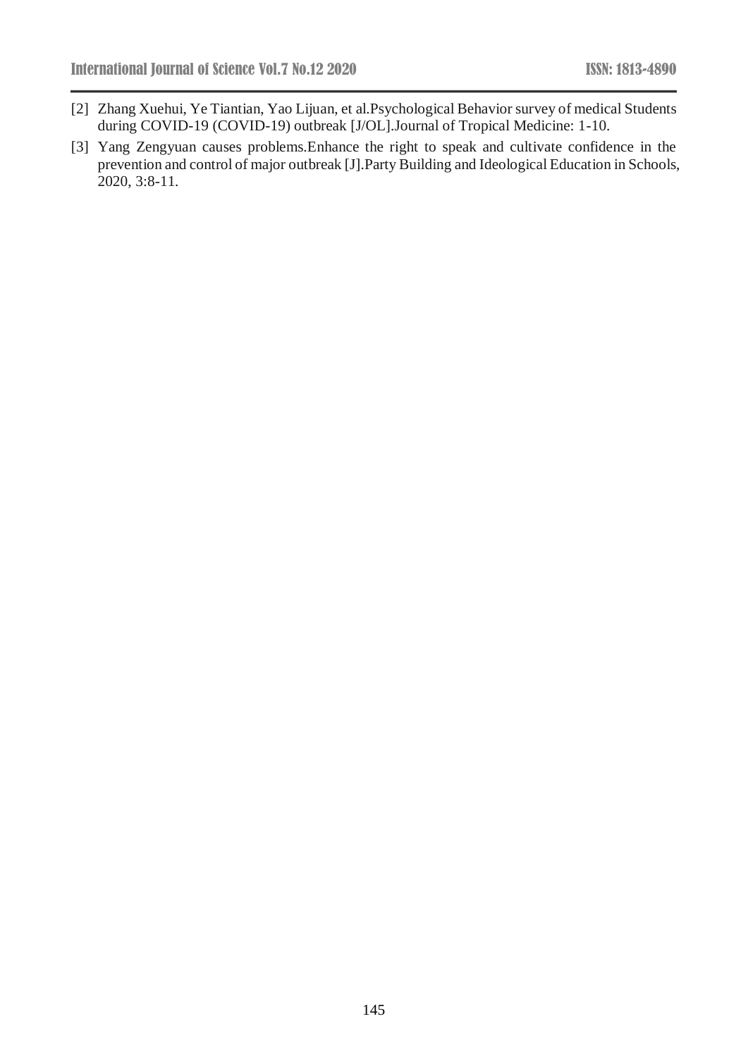[2] Zhang Xuehui, Ye Tiantian, Yao Lijuan, et al.Psychological Behavior survey of medical Students during COVID-19 (COVID-19) outbreak [J/OL].Journal of Tropical Medicine: 1-10.

[3] Yang Zengyuan causes problems.Enhance the right to speak and cultivate confidence in the prevention and control of major outbreak [J].Party Building and Ideological Education in Schools, 2020, 3:8-11.